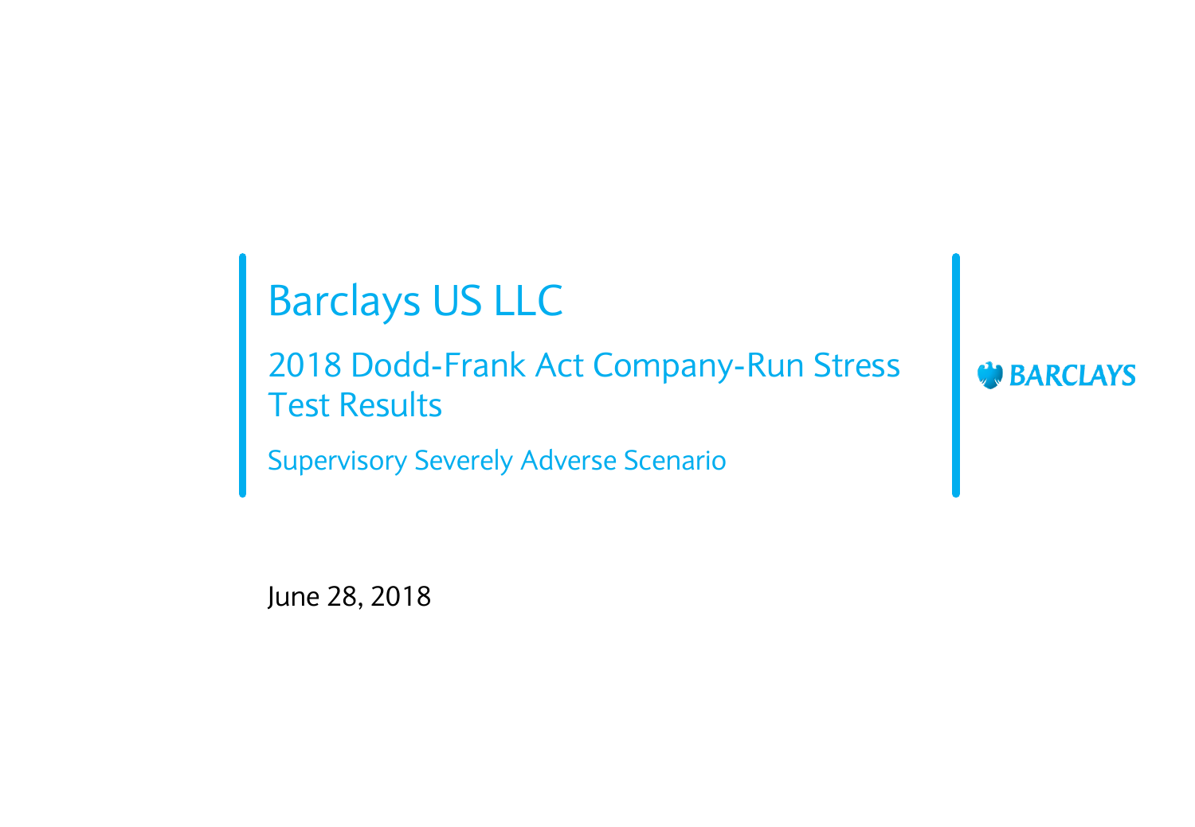# Barclays US LLC

## 2018 Dodd-Frank Act Company-Run Stress Test Results

### Supervisory Severely Adverse Scenario

BARCLAYS

June 28, 2018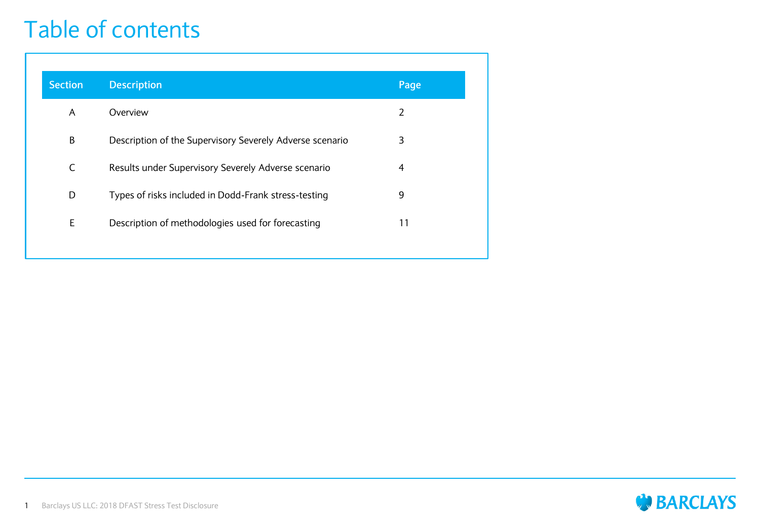# Table of contents

| Section | Description | Page |
| --- | --- | --- |
| A | Overview | 2 |
| B | Description of the Supervisory Severely Adverse scenario | 3 |
| C | Results under Supervisory Severely Adverse scenario | 4 |
| D | Types of risks included in Dodd-Frank stress-testing | 9 |
| E | Description of methodologies used for forecasting | 11 |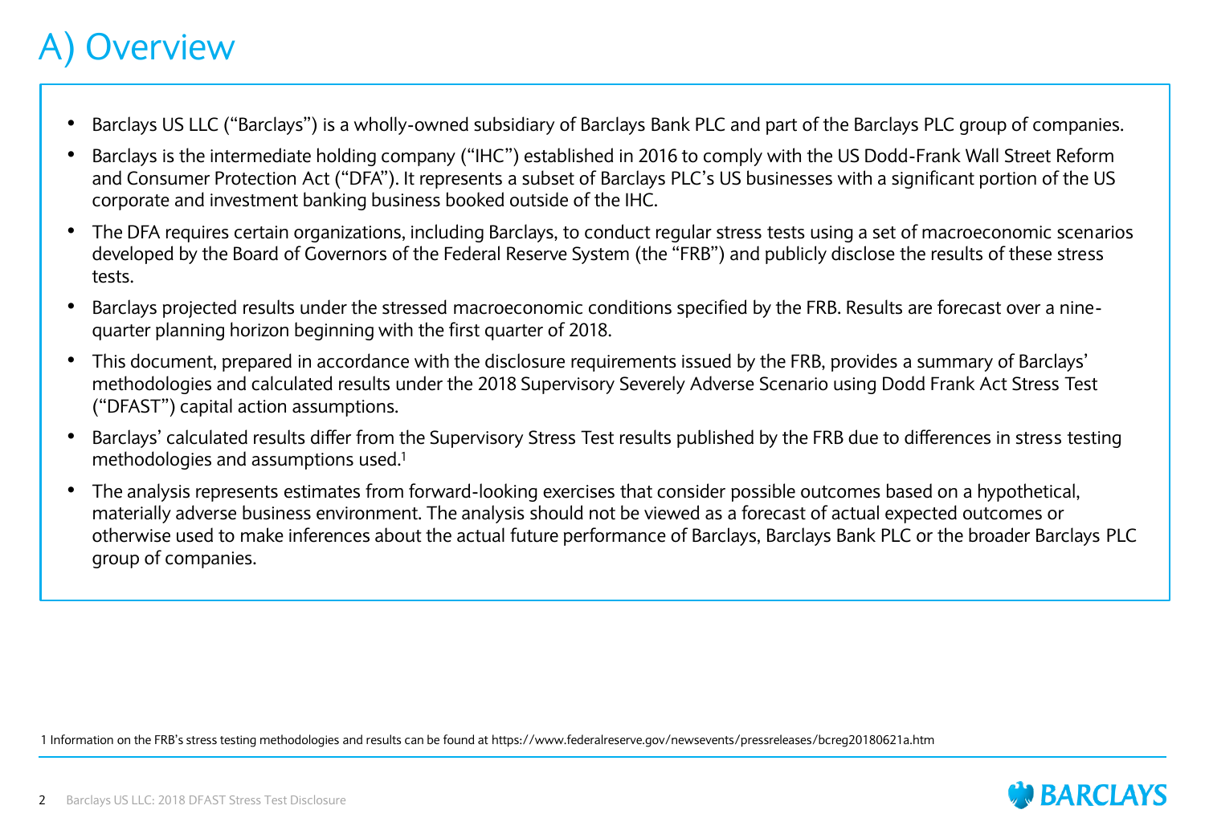# A) Overview

- Barclays US LLC ("Barclays") is a wholly-owned subsidiary of Barclays Bank PLC and part of the Barclays PLC group of companies.
- Barclays is the intermediate holding company ("IHC") established in 2016 to comply with the US Dodd-Frank Wall Street Reform and Consumer Protection Act ("DFA"). It represents a subset of Barclays PLC's US businesses with a significant portion of the US corporate and investment banking business booked outside of the IHC.
- The DFA requires certain organizations, including Barclays, to conduct regular stress tests using a set of macroeconomic scenarios developed by the Board of Governors of the Federal Reserve System (the "FRB") and publicly disclose the results of these stress tests.
- Barclays projected results under the stressed macroeconomic conditions specified by the FRB. Results are forecast over a nine-quarter planning horizon beginning with the first quarter of 2018.
- This document, prepared in accordance with the disclosure requirements issued by the FRB, provides a summary of Barclays' methodologies and calculated results under the 2018 Supervisory Severely Adverse Scenario using Dodd Frank Act Stress Test ("DFAST") capital action assumptions.
- Barclays' calculated results differ from the Supervisory Stress Test results published by the FRB due to differences in stress testing methodologies and assumptions used.[1]
- The analysis represents estimates from forward-looking exercises that consider possible outcomes based on a hypothetical, materially adverse business environment. The analysis should not be viewed as a forecast of actual expected outcomes or otherwise used to make inferences about the actual future performance of Barclays, Barclays Bank PLC or the broader Barclays PLC group of companies.

1 Information on the FRB's stress testing methodologies and results can be found at https://www.federalreserve.gov/newsevents/pressreleases/bcreg20180621a.htm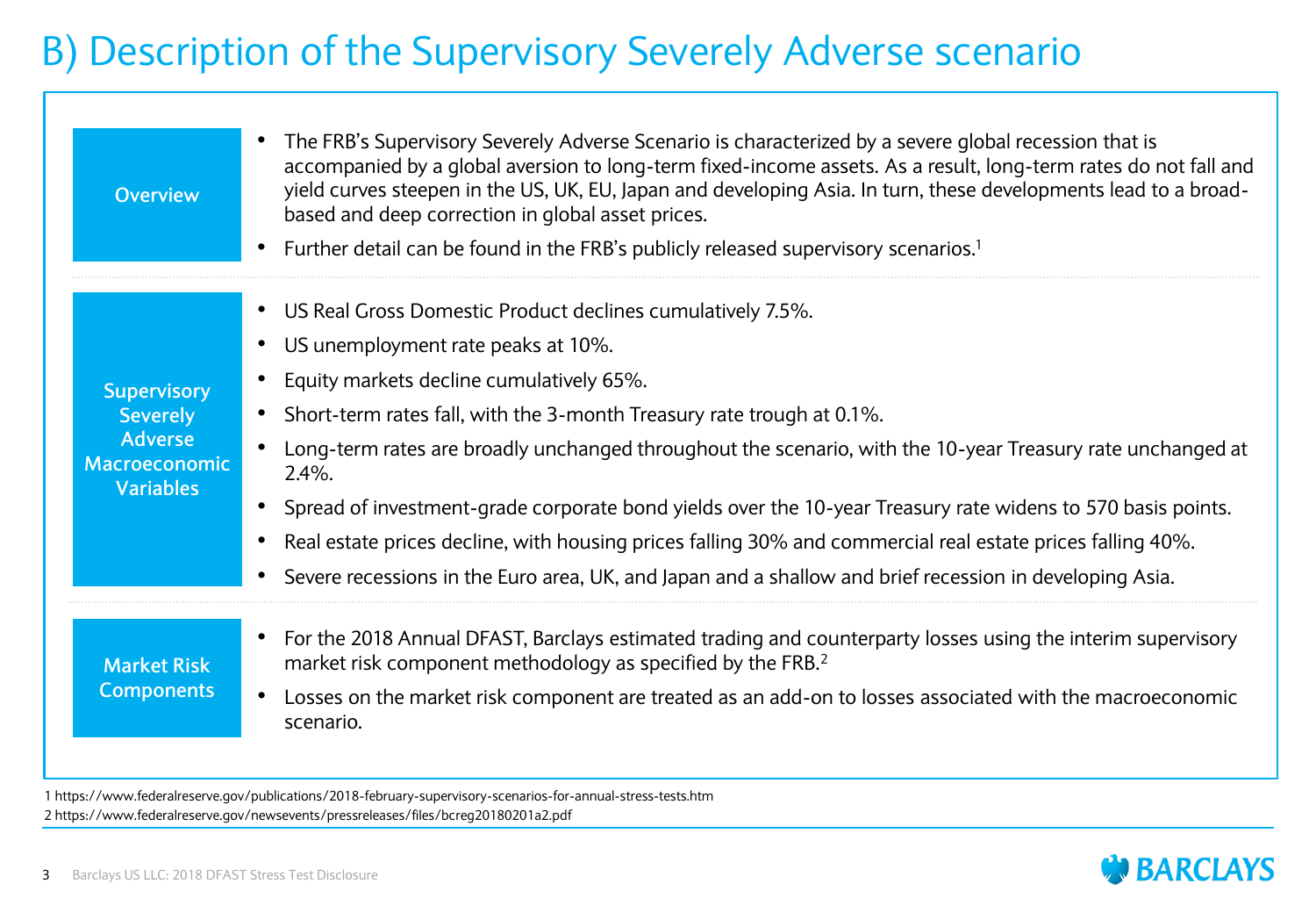# B) Description of the Supervisory Severely Adverse scenario

## Overview

- The FRB's Supervisory Severely Adverse Scenario is characterized by a severe global recession that is accompanied by a global aversion to long-term fixed-income assets. As a result, long-term rates do not fall and yield curves steepen in the US, UK, EU, Japan and developing Asia. In turn, these developments lead to a broad-based and deep correction in global asset prices.
- Further detail can be found in the FRB's publicly released supervisory scenarios.[1]

## Supervisory Severely Adverse Macroeconomic Variables

- US Real Gross Domestic Product declines cumulatively 7.5%.
- US unemployment rate peaks at 10%.
- Equity markets decline cumulatively 65%.
- Short-term rates fall, with the 3-month Treasury rate trough at 0.1%.
- Long-term rates are broadly unchanged throughout the scenario, with the 10-year Treasury rate unchanged at 2.4%.
- Spread of investment-grade corporate bond yields over the 10-year Treasury rate widens to 570 basis points.
- Real estate prices decline, with housing prices falling 30% and commercial real estate prices falling 40%.
- Severe recessions in the Euro area, UK, and Japan and a shallow and brief recession in developing Asia.

## Market Risk Components

- For the 2018 Annual DFAST, Barclays estimated trading and counterparty losses using the interim supervisory market risk component methodology as specified by the FRB.[2]
- Losses on the market risk component are treated as an add-on to losses associated with the macroeconomic scenario.

1 https://www.federalreserve.gov/publications/2018-february-supervisory-scenarios-for-annual-stress-tests.htm

2 https://www.federalreserve.gov/newsevents/pressreleases/files/bcreg20180201a2.pdf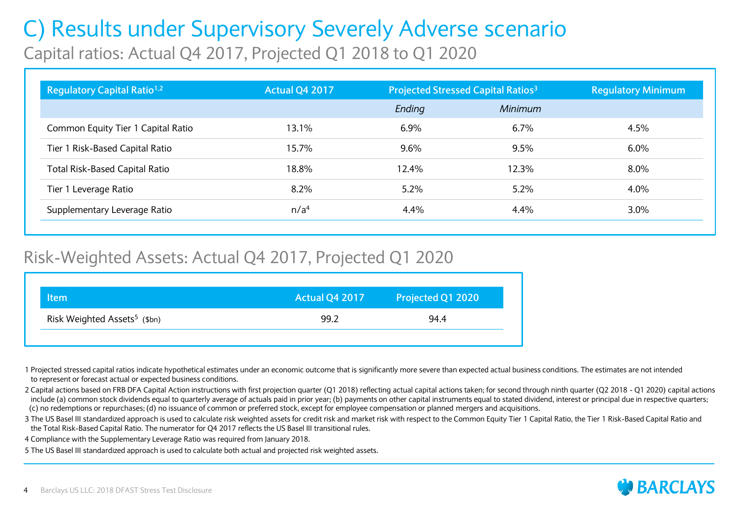# C) Results under Supervisory Severely Adverse scenario

## Capital ratios: Actual Q4 2017, Projected Q1 2018 to Q1 2020

| Regulatory Capital Ratio[1,2] | Actual Q4 2017 | Projected Stressed Capital Ratios[3] | | Regulatory Minimum |
|---|---|---|---|---|
| | | *Ending* | *Minimum* | |
| Common Equity Tier 1 Capital Ratio | 13.1% | 6.9% | 6.7% | 4.5% |
| Tier 1 Risk-Based Capital Ratio | 15.7% | 9.6% | 9.5% | 6.0% |
| Total Risk-Based Capital Ratio | 18.8% | 12.4% | 12.3% | 8.0% |
| Tier 1 Leverage Ratio | 8.2% | 5.2% | 5.2% | 4.0% |
| Supplementary Leverage Ratio | n/a[4] | 4.4% | 4.4% | 3.0% |

## Risk-Weighted Assets: Actual Q4 2017, Projected Q1 2020

| Item | Actual Q4 2017 | Projected Q1 2020 |
|---|---|---|
| Risk Weighted Assets[5] ($bn) | 99.2 | 94.4 |

1 Projected stressed capital ratios indicate hypothetical estimates under an economic outcome that is significantly more severe than expected actual business conditions. The estimates are not intended to represent or forecast actual or expected business conditions.

2 Capital actions based on FRB DFA Capital Action instructions with first projection quarter (Q1 2018) reflecting actual capital actions taken; for second through ninth quarter (Q2 2018 - Q1 2020) capital actions include (a) common stock dividends equal to quarterly average of actuals paid in prior year; (b) payments on other capital instruments equal to stated dividend, interest or principal due in respective quarters; (c) no redemptions or repurchases; (d) no issuance of common or preferred stock, except for employee compensation or planned mergers and acquisitions.

3 The US Basel III standardized approach is used to calculate risk weighted assets for credit risk and market risk with respect to the Common Equity Tier 1 Capital Ratio, the Tier 1 Risk-Based Capital Ratio and the Total Risk-Based Capital Ratio. The numerator for Q4 2017 reflects the US Basel III transitional rules.

4 Compliance with the Supplementary Leverage Ratio was required from January 2018.

5 The US Basel III standardized approach is used to calculate both actual and projected risk weighted assets.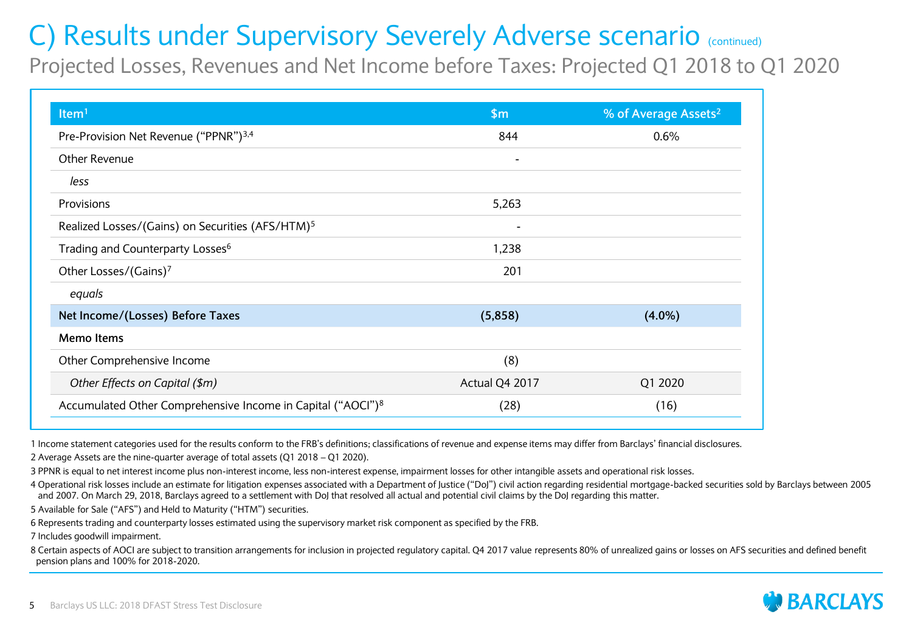# C) Results under Supervisory Severely Adverse scenario (continued)

## Projected Losses, Revenues and Net Income before Taxes: Projected Q1 2018 to Q1 2020

| Item[1] | \$m | % of Average Assets[2] |
|---|---|---|
| Pre-Provision Net Revenue ("PPNR")[3,4] | 844 | 0.6% |
| Other Revenue | - | |
| *less* | | |
| Provisions | 5,263 | |
| Realized Losses/(Gains) on Securities (AFS/HTM)[5] | - | |
| Trading and Counterparty Losses[6] | 1,238 | |
| Other Losses/(Gains)[7] | 201 | |
| *equals* | | |
| **Net Income/(Losses) Before Taxes** | **(5,858)** | **(4.0%)** |
| **Memo Items** | | |
| Other Comprehensive Income | (8) | |
| *Other Effects on Capital (\$m)* | Actual Q4 2017 | Q1 2020 |
| Accumulated Other Comprehensive Income in Capital ("AOCI")[8] | (28) | (16) |

1 Income statement categories used for the results conform to the FRB's definitions; classifications of revenue and expense items may differ from Barclays' financial disclosures.

2 Average Assets are the nine-quarter average of total assets (Q1 2018 – Q1 2020).

3 PPNR is equal to net interest income plus non-interest income, less non-interest expense, impairment losses for other intangible assets and operational risk losses.

4 Operational risk losses include an estimate for litigation expenses associated with a Department of Justice ("DoJ") civil action regarding residential mortgage-backed securities sold by Barclays between 2005 and 2007. On March 29, 2018, Barclays agreed to a settlement with DoJ that resolved all actual and potential civil claims by the DoJ regarding this matter.

5 Available for Sale ("AFS") and Held to Maturity ("HTM") securities.

6 Represents trading and counterparty losses estimated using the supervisory market risk component as specified by the FRB.

7 Includes goodwill impairment.

8 Certain aspects of AOCI are subject to transition arrangements for inclusion in projected regulatory capital. Q4 2017 value represents 80% of unrealized gains or losses on AFS securities and defined benefit pension plans and 100% for 2018-2020.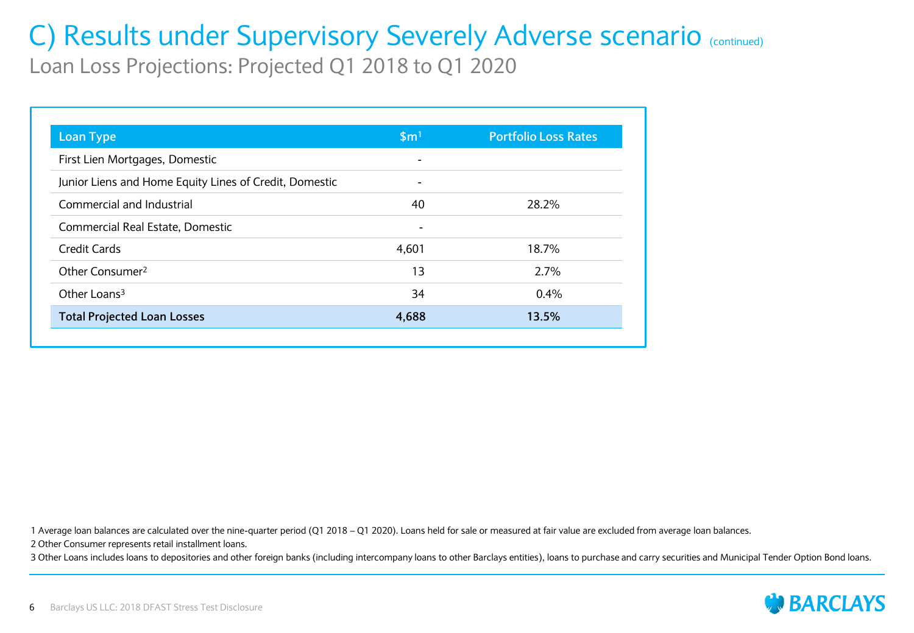# C) Results under Supervisory Severely Adverse scenario (continued)

## Loan Loss Projections: Projected Q1 2018 to Q1 2020

| Loan Type | $m[1] | Portfolio Loss Rates |
|---|---|---|
| First Lien Mortgages, Domestic | - | |
| Junior Liens and Home Equity Lines of Credit, Domestic | - | |
| Commercial and Industrial | 40 | 28.2% |
| Commercial Real Estate, Domestic | - | |
| Credit Cards | 4,601 | 18.7% |
| Other Consumer[2] | 13 | 2.7% |
| Other Loans[3] | 34 | 0.4% |
| **Total Projected Loan Losses** | **4,688** | **13.5%** |

1 Average loan balances are calculated over the nine-quarter period (Q1 2018 – Q1 2020). Loans held for sale or measured at fair value are excluded from average loan balances.

2 Other Consumer represents retail installment loans.

3 Other Loans includes loans to depositories and other foreign banks (including intercompany loans to other Barclays entities), loans to purchase and carry securities and Municipal Tender Option Bond loans.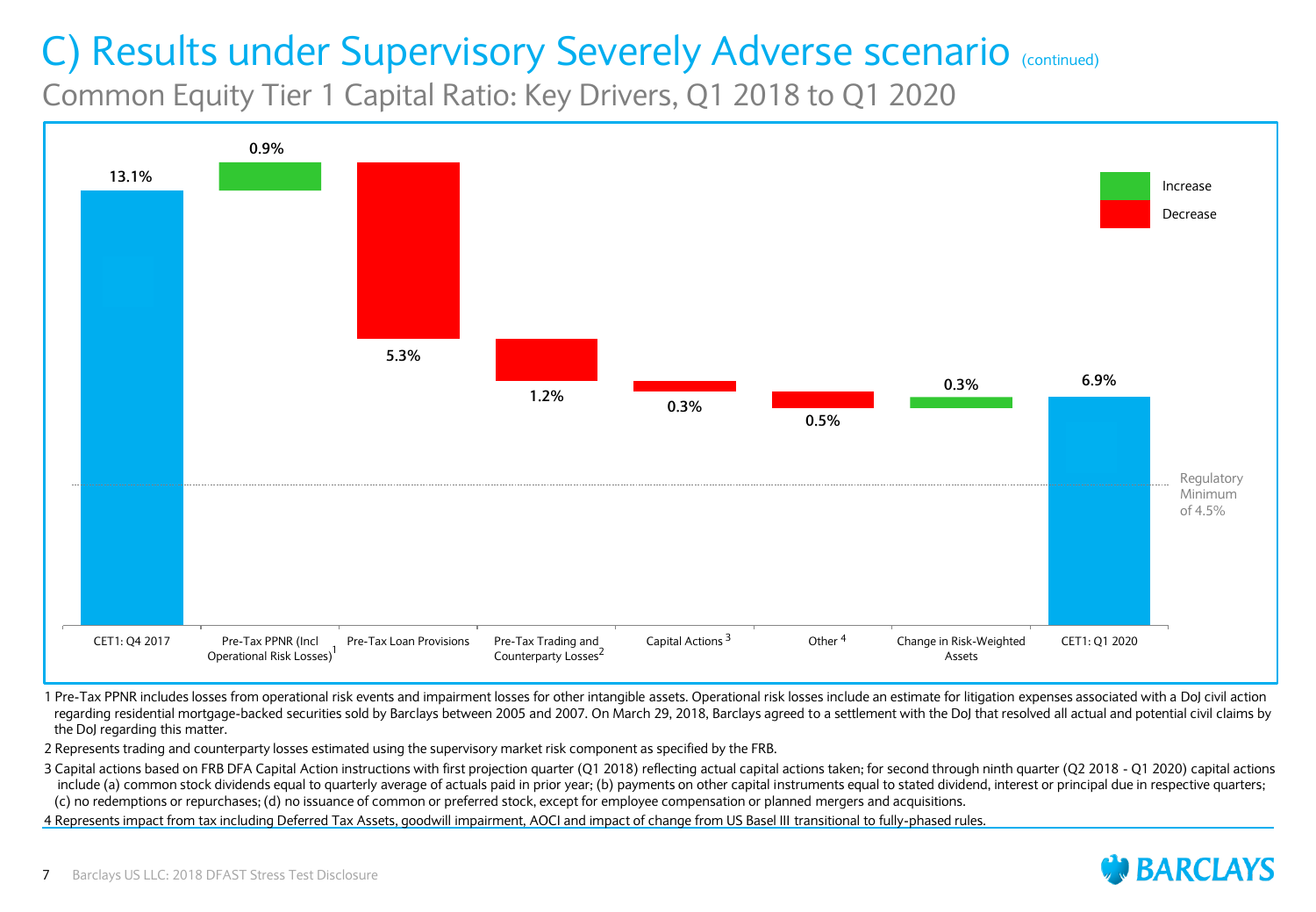# C) Results under Supervisory Severely Adverse scenario (continued)

## Common Equity Tier 1 Capital Ratio: Key Drivers, Q1 2018 to Q1 2020

| Driver | Change | Value |
|---|---|---|
| CET1: Q4 2017 | | 13.1% |
| Pre-Tax PPNR (Incl Operational Risk Losses)[1] | Increase | 0.9% |
| Pre-Tax Loan Provisions | Decrease | 5.3% |
| Pre-Tax Trading and Counterparty Losses[2] | Decrease | 1.2% |
| Capital Actions[3] | Decrease | 0.3% |
| Other[4] | Decrease | 0.5% |
| Change in Risk-Weighted Assets | Increase | 0.3% |
| CET1: Q1 2020 | | 6.9% |

Regulatory Minimum of 4.5%

1 Pre-Tax PPNR includes losses from operational risk events and impairment losses for other intangible assets. Operational risk losses include an estimate for litigation expenses associated with a DoJ civil action regarding residential mortgage-backed securities sold by Barclays between 2005 and 2007. On March 29, 2018, Barclays agreed to a settlement with the DoJ that resolved all actual and potential civil claims by the DoJ regarding this matter.

2 Represents trading and counterparty losses estimated using the supervisory market risk component as specified by the FRB.

3 Capital actions based on FRB DFA Capital Action instructions with first projection quarter (Q1 2018) reflecting actual capital actions taken; for second through ninth quarter (Q2 2018 - Q1 2020) capital actions include (a) common stock dividends equal to quarterly average of actuals paid in prior year; (b) payments on other capital instruments equal to stated dividend, interest or principal due in respective quarters; (c) no redemptions or repurchases; (d) no issuance of common or preferred stock, except for employee compensation or planned mergers and acquisitions.

4 Represents impact from tax including Deferred Tax Assets, goodwill impairment, AOCI and impact of change from US Basel III transitional to fully-phased rules.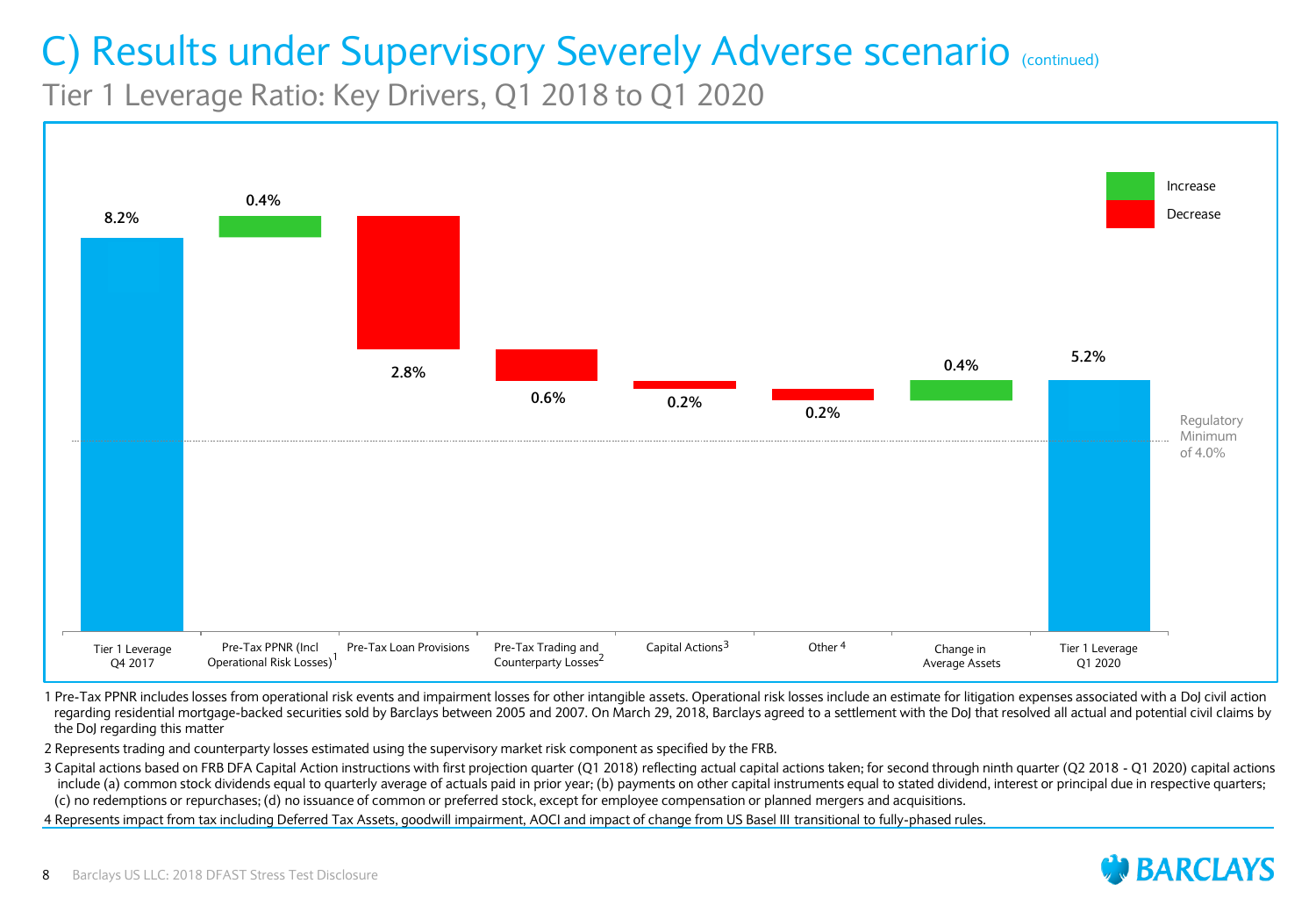# C) Results under Supervisory Severely Adverse scenario (continued)

## Tier 1 Leverage Ratio: Key Drivers, Q1 2018 to Q1 2020

| Driver | Value | Direction |
|---|---|---|
| Tier 1 Leverage Q4 2017 | 8.2% | |
| Pre-Tax PPNR (Incl Operational Risk Losses)[1] | 0.4% | Increase |
| Pre-Tax Loan Provisions | 2.8% | Decrease |
| Pre-Tax Trading and Counterparty Losses[2] | 0.6% | Decrease |
| Capital Actions[3] | 0.2% | Decrease |
| Other[4] | 0.2% | Decrease |
| Change in Average Assets | 0.4% | Increase |
| Tier 1 Leverage Q1 2020 | 5.2% | |

Regulatory Minimum of 4.0%

1 Pre-Tax PPNR includes losses from operational risk events and impairment losses for other intangible assets. Operational risk losses include an estimate for litigation expenses associated with a DoJ civil action regarding residential mortgage-backed securities sold by Barclays between 2005 and 2007. On March 29, 2018, Barclays agreed to a settlement with the DoJ that resolved all actual and potential civil claims by the DoJ regarding this matter

2 Represents trading and counterparty losses estimated using the supervisory market risk component as specified by the FRB.

3 Capital actions based on FRB DFA Capital Action instructions with first projection quarter (Q1 2018) reflecting actual capital actions taken; for second through ninth quarter (Q2 2018 - Q1 2020) capital actions include (a) common stock dividends equal to quarterly average of actuals paid in prior year; (b) payments on other capital instruments equal to stated dividend, interest or principal due in respective quarters; (c) no redemptions or repurchases; (d) no issuance of common or preferred stock, except for employee compensation or planned mergers and acquisitions.

4 Represents impact from tax including Deferred Tax Assets, goodwill impairment, AOCI and impact of change from US Basel III transitional to fully-phased rules.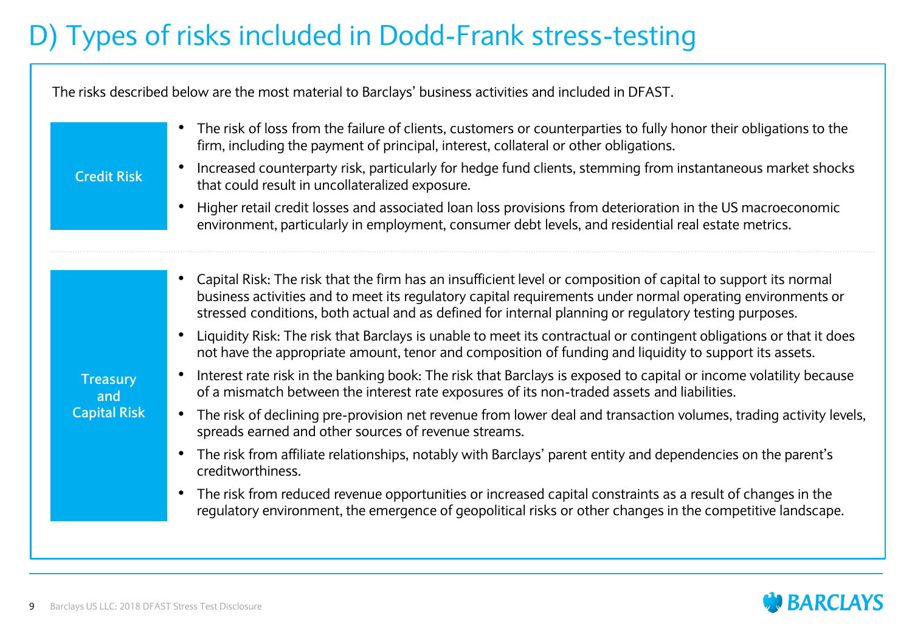# D) Types of risks included in Dodd-Frank stress-testing

The risks described below are the most material to Barclays' business activities and included in DFAST.

### Credit Risk

- The risk of loss from the failure of clients, customers or counterparties to fully honor their obligations to the firm, including the payment of principal, interest, collateral or other obligations.
- Increased counterparty risk, particularly for hedge fund clients, stemming from instantaneous market shocks that could result in uncollateralized exposure.
- Higher retail credit losses and associated loan loss provisions from deterioration in the US macroeconomic environment, particularly in employment, consumer debt levels, and residential real estate metrics.

### Treasury and Capital Risk

- Capital Risk: The risk that the firm has an insufficient level or composition of capital to support its normal business activities and to meet its regulatory capital requirements under normal operating environments or stressed conditions, both actual and as defined for internal planning or regulatory testing purposes.
- Liquidity Risk: The risk that Barclays is unable to meet its contractual or contingent obligations or that it does not have the appropriate amount, tenor and composition of funding and liquidity to support its assets.
- Interest rate risk in the banking book: The risk that Barclays is exposed to capital or income volatility because of a mismatch between the interest rate exposures of its non-traded assets and liabilities.
- The risk of declining pre-provision net revenue from lower deal and transaction volumes, trading activity levels, spreads earned and other sources of revenue streams.
- The risk from affiliate relationships, notably with Barclays' parent entity and dependencies on the parent's creditworthiness.
- The risk from reduced revenue opportunities or increased capital constraints as a result of changes in the regulatory environment, the emergence of geopolitical risks or other changes in the competitive landscape.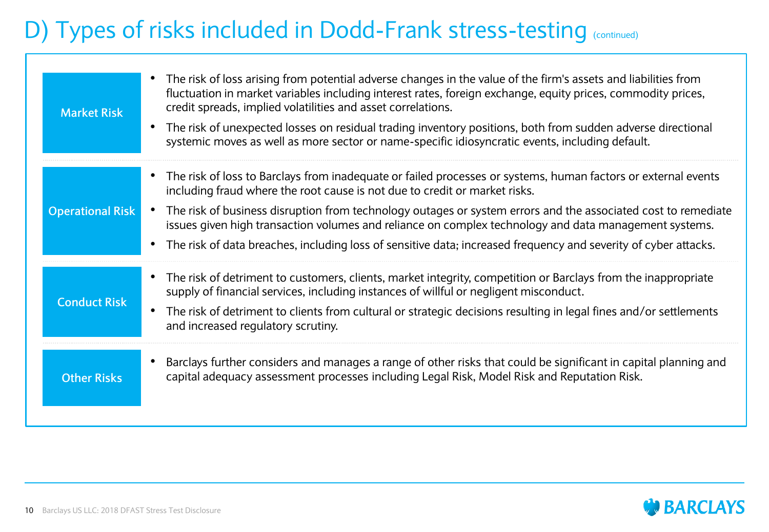# D) Types of risks included in Dodd-Frank stress-testing (continued)

| Risk Type | Description |
|---|---|
| Market Risk | • The risk of loss arising from potential adverse changes in the value of the firm's assets and liabilities from fluctuation in market variables including interest rates, foreign exchange, equity prices, commodity prices, credit spreads, implied volatilities and asset correlations.<br>• The risk of unexpected losses on residual trading inventory positions, both from sudden adverse directional systemic moves as well as more sector or name-specific idiosyncratic events, including default. |
| Operational Risk | • The risk of loss to Barclays from inadequate or failed processes or systems, human factors or external events including fraud where the root cause is not due to credit or market risks.<br>• The risk of business disruption from technology outages or system errors and the associated cost to remediate issues given high transaction volumes and reliance on complex technology and data management systems.<br>• The risk of data breaches, including loss of sensitive data; increased frequency and severity of cyber attacks. |
| Conduct Risk | • The risk of detriment to customers, clients, market integrity, competition or Barclays from the inappropriate supply of financial services, including instances of willful or negligent misconduct.<br>• The risk of detriment to clients from cultural or strategic decisions resulting in legal fines and/or settlements and increased regulatory scrutiny. |
| Other Risks | • Barclays further considers and manages a range of other risks that could be significant in capital planning and capital adequacy assessment processes including Legal Risk, Model Risk and Reputation Risk. |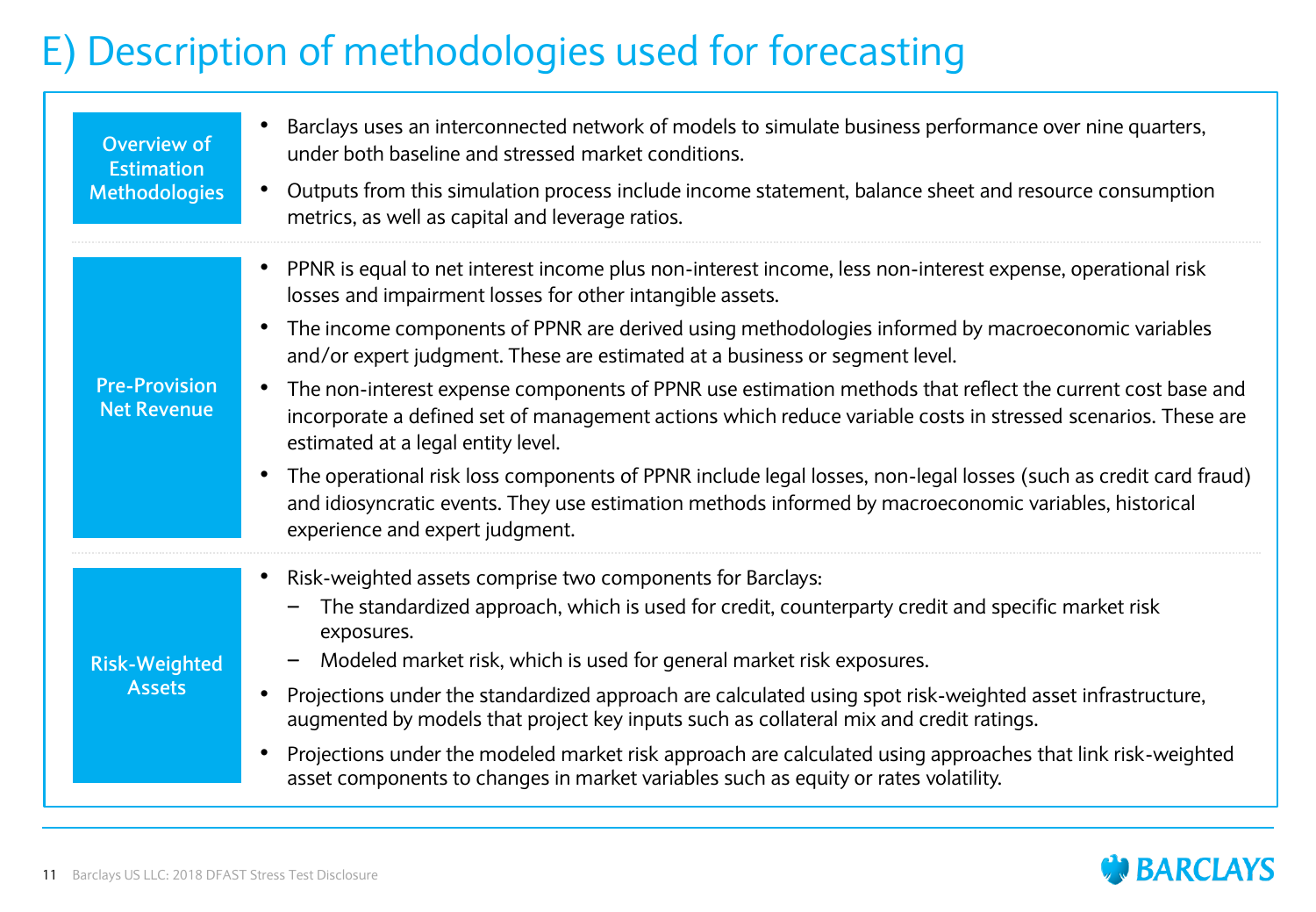# E) Description of methodologies used for forecasting

### Overview of Estimation Methodologies

- Barclays uses an interconnected network of models to simulate business performance over nine quarters, under both baseline and stressed market conditions.
- Outputs from this simulation process include income statement, balance sheet and resource consumption metrics, as well as capital and leverage ratios.

### Pre-Provision Net Revenue

- PPNR is equal to net interest income plus non-interest income, less non-interest expense, operational risk losses and impairment losses for other intangible assets.
- The income components of PPNR are derived using methodologies informed by macroeconomic variables and/or expert judgment. These are estimated at a business or segment level.
- The non-interest expense components of PPNR use estimation methods that reflect the current cost base and incorporate a defined set of management actions which reduce variable costs in stressed scenarios. These are estimated at a legal entity level.
- The operational risk loss components of PPNR include legal losses, non-legal losses (such as credit card fraud) and idiosyncratic events. They use estimation methods informed by macroeconomic variables, historical experience and expert judgment.

### Risk-Weighted Assets

- Risk-weighted assets comprise two components for Barclays:
  - The standardized approach, which is used for credit, counterparty credit and specific market risk exposures.
  - Modeled market risk, which is used for general market risk exposures.
- Projections under the standardized approach are calculated using spot risk-weighted asset infrastructure, augmented by models that project key inputs such as collateral mix and credit ratings.
- Projections under the modeled market risk approach are calculated using approaches that link risk-weighted asset components to changes in market variables such as equity or rates volatility.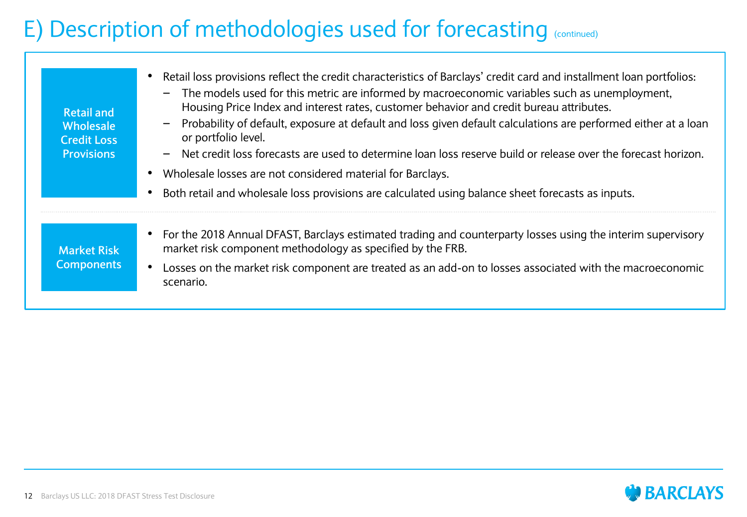# E) Description of methodologies used for forecasting (continued)

## Retail and Wholesale Credit Loss Provisions

- Retail loss provisions reflect the credit characteristics of Barclays' credit card and installment loan portfolios:
  - The models used for this metric are informed by macroeconomic variables such as unemployment, Housing Price Index and interest rates, customer behavior and credit bureau attributes.
  - Probability of default, exposure at default and loss given default calculations are performed either at a loan or portfolio level.
  - Net credit loss forecasts are used to determine loan loss reserve build or release over the forecast horizon.
- Wholesale losses are not considered material for Barclays.
- Both retail and wholesale loss provisions are calculated using balance sheet forecasts as inputs.

## Market Risk Components

- For the 2018 Annual DFAST, Barclays estimated trading and counterparty losses using the interim supervisory market risk component methodology as specified by the FRB.
- Losses on the market risk component are treated as an add-on to losses associated with the macroeconomic scenario.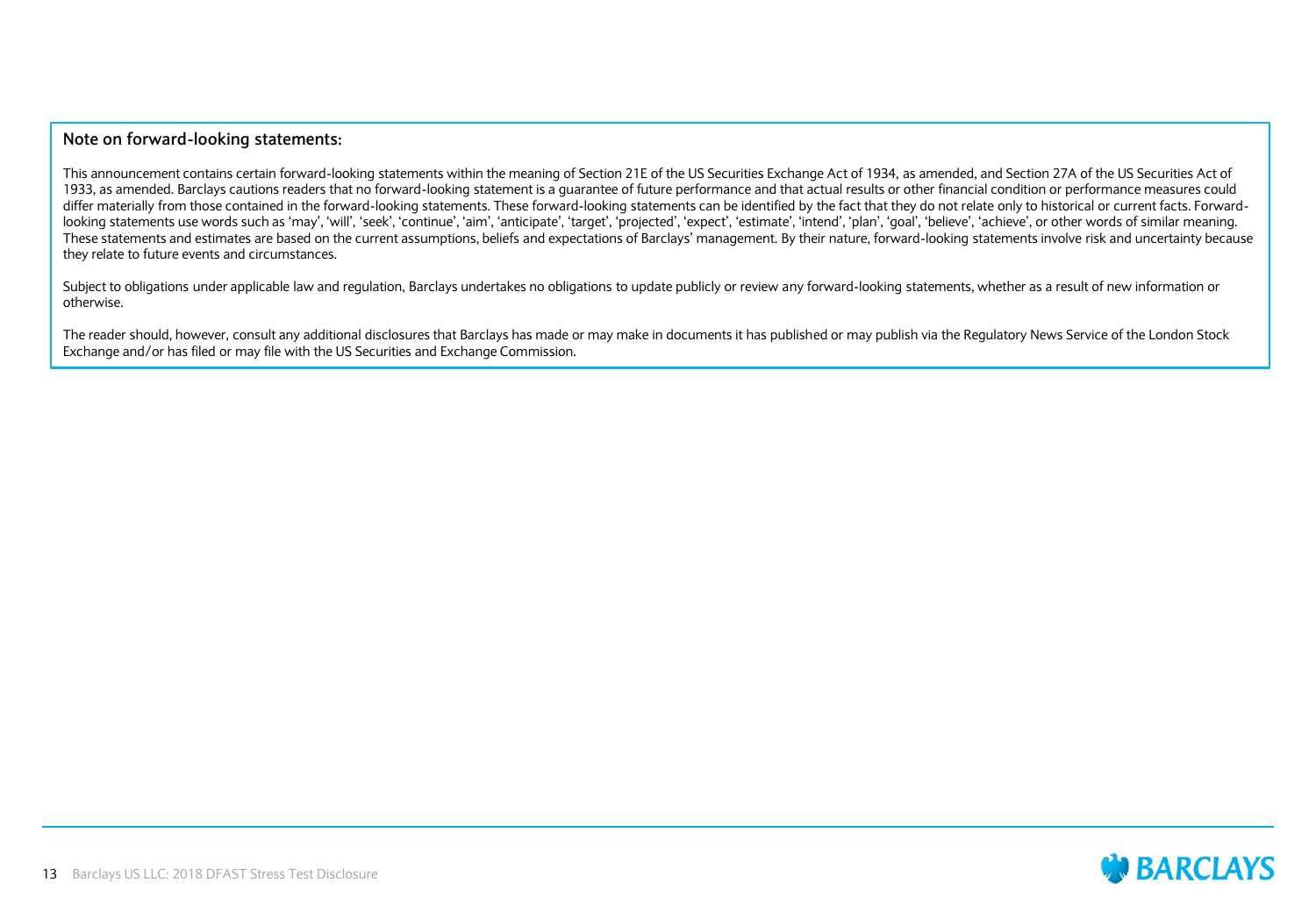**Note on forward-looking statements:**

This announcement contains certain forward-looking statements within the meaning of Section 21E of the US Securities Exchange Act of 1934, as amended, and Section 27A of the US Securities Act of 1933, as amended. Barclays cautions readers that no forward-looking statement is a guarantee of future performance and that actual results or other financial condition or performance measures could differ materially from those contained in the forward-looking statements. These forward-looking statements can be identified by the fact that they do not relate only to historical or current facts. Forward-looking statements use words such as 'may', 'will', 'seek', 'continue', 'aim', 'anticipate', 'target', 'projected', 'expect', 'estimate', 'intend', 'plan', 'goal', 'believe', 'achieve', or other words of similar meaning. These statements and estimates are based on the current assumptions, beliefs and expectations of Barclays' management. By their nature, forward-looking statements involve risk and uncertainty because they relate to future events and circumstances.

Subject to obligations under applicable law and regulation, Barclays undertakes no obligations to update publicly or review any forward-looking statements, whether as a result of new information or otherwise.

The reader should, however, consult any additional disclosures that Barclays has made or may make in documents it has published or may publish via the Regulatory News Service of the London Stock Exchange and/or has filed or may file with the US Securities and Exchange Commission.